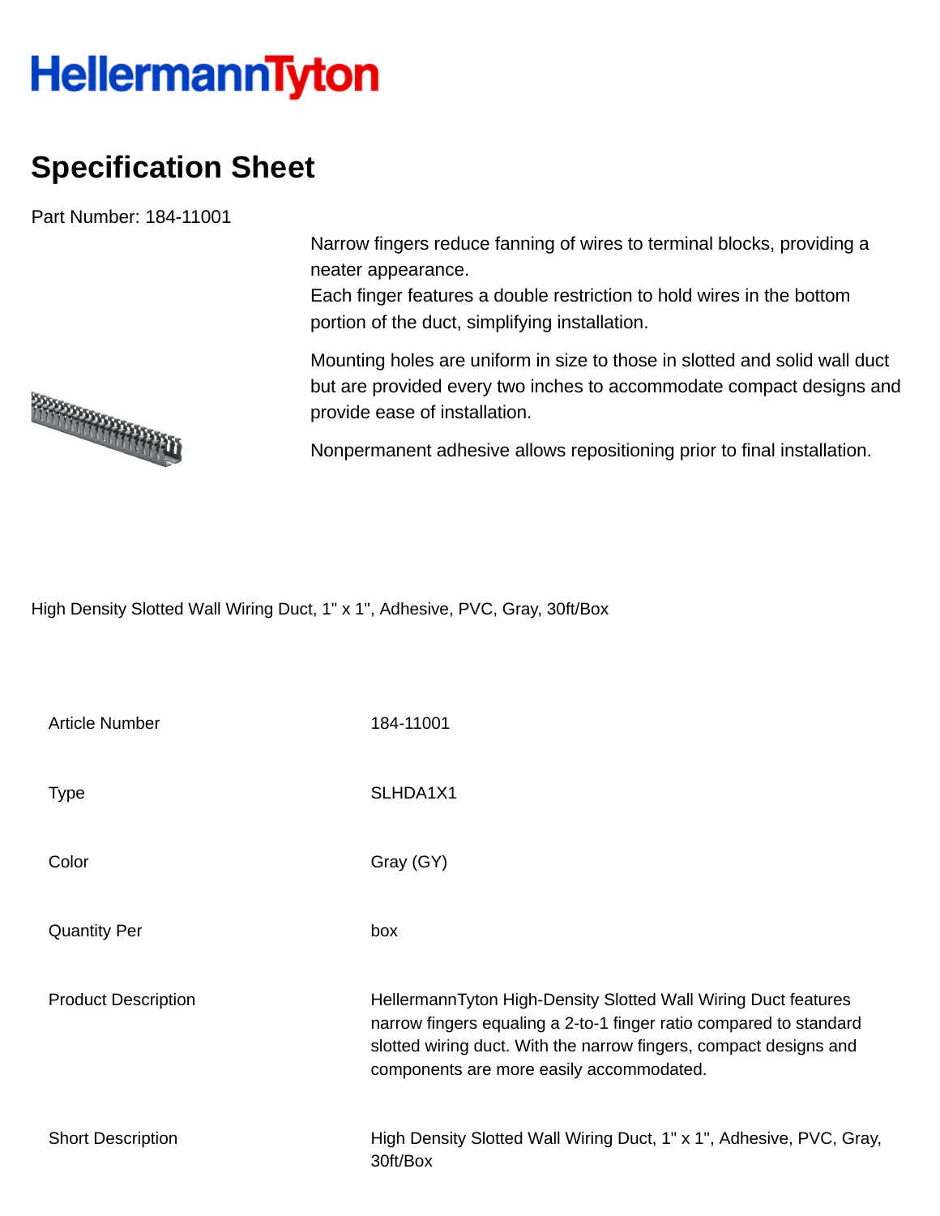HellermannTyton

# Specification Sheet

Part Number: 184-11001

Narrow fingers reduce fanning of wires to terminal blocks, providing a neater appearance.
Each finger features a double restriction to hold wires in the bottom portion of the duct, simplifying installation.

Mounting holes are uniform in size to those in slotted and solid wall duct but are provided every two inches to accommodate compact designs and provide ease of installation.

Nonpermanent adhesive allows repositioning prior to final installation.

High Density Slotted Wall Wiring Duct, 1" x 1", Adhesive, PVC, Gray, 30ft/Box

| | |
|---|---|
| Article Number | 184-11001 |
| Type | SLHDA1X1 |
| Color | Gray (GY) |
| Quantity Per | box |
| Product Description | HellermannTyton High-Density Slotted Wall Wiring Duct features narrow fingers equaling a 2-to-1 finger ratio compared to standard slotted wiring duct. With the narrow fingers, compact designs and components are more easily accommodated. |
| Short Description | High Density Slotted Wall Wiring Duct, 1" x 1", Adhesive, PVC, Gray, 30ft/Box |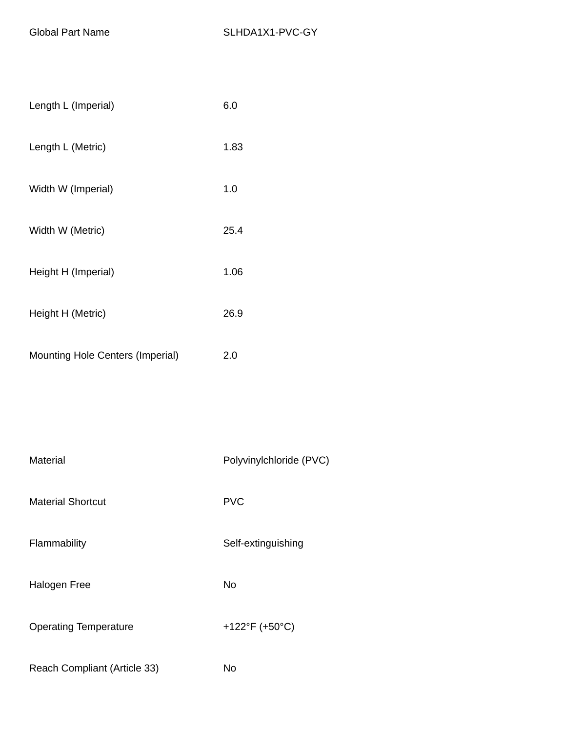| | |
|---|---|
| Global Part Name | SLHDA1X1-PVC-GY |

| | |
|---|---|
| Length L (Imperial) | 6.0 |
| Length L (Metric) | 1.83 |
| Width W (Imperial) | 1.0 |
| Width W (Metric) | 25.4 |
| Height H (Imperial) | 1.06 |
| Height H (Metric) | 26.9 |
| Mounting Hole Centers (Imperial) | 2.0 |

| | |
|---|---|
| Material | Polyvinylchloride (PVC) |
| Material Shortcut | PVC |
| Flammability | Self-extinguishing |
| Halogen Free | No |
| Operating Temperature | +122°F (+50°C) |
| Reach Compliant (Article 33) | No |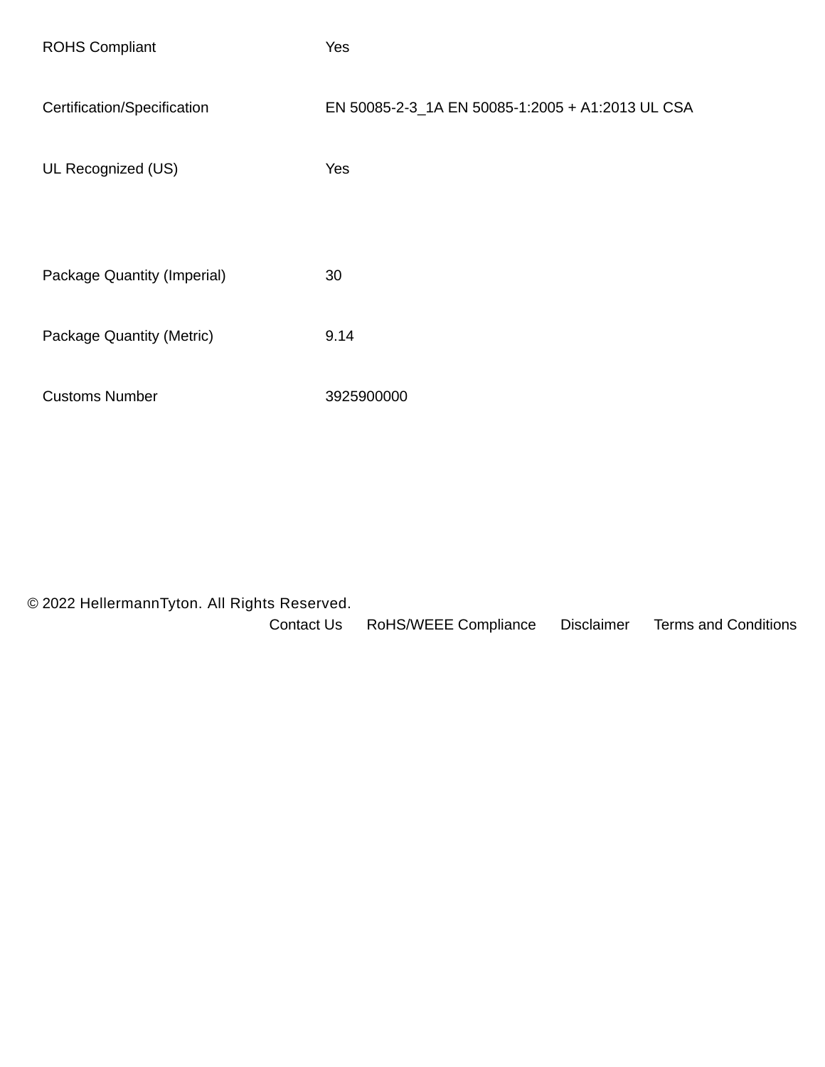| | |
|---|---|
| ROHS Compliant | Yes |
| Certification/Specification | EN 50085-2-3_1A EN 50085-1:2005 + A1:2013 UL CSA |
| UL Recognized (US) | Yes |
| Package Quantity (Imperial) | 30 |
| Package Quantity (Metric) | 9.14 |
| Customs Number | 3925900000 |

© 2022 HellermannTyton. All Rights Reserved.

Contact Us RoHS/WEEE Compliance Disclaimer Terms and Conditions